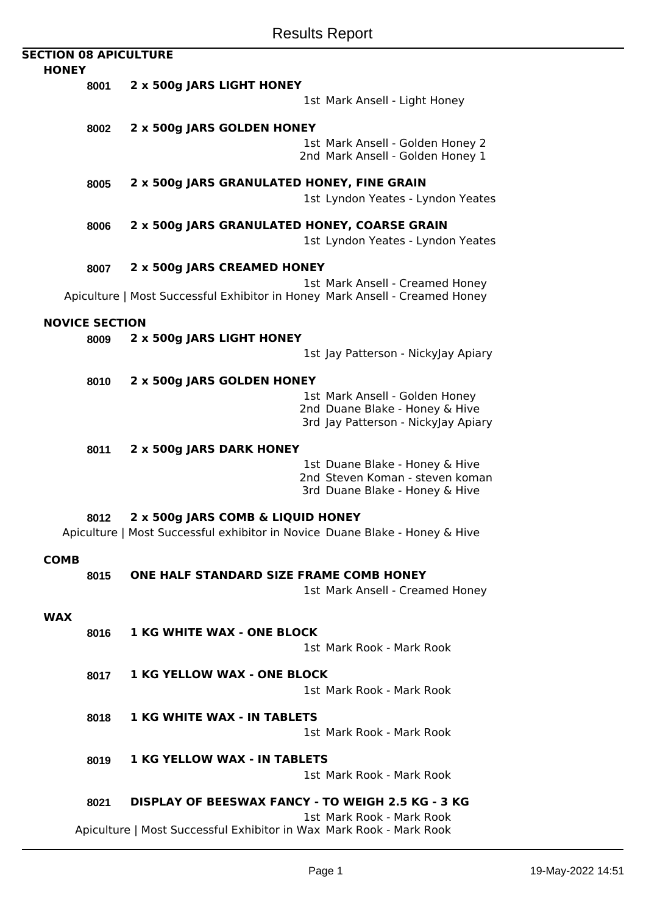# Results Report

## SECTION 08 APICULTURE

### HONEY

**8001 2 x 500g JARS LIGHT HONEY**

1st Mark Ansell - Light Honey

**8002 2 x 500g JARS GOLDEN HONEY**

1st Mark Ansell - Golden Honey 2
2nd Mark Ansell - Golden Honey 1

**8005 2 x 500g JARS GRANULATED HONEY, FINE GRAIN**

1st Lyndon Yeates - Lyndon Yeates

**8006 2 x 500g JARS GRANULATED HONEY, COARSE GRAIN**

1st Lyndon Yeates - Lyndon Yeates

**8007 2 x 500g JARS CREAMED HONEY**

1st Mark Ansell - Creamed Honey

Apiculture | Most Successful Exhibitor in Honey Mark Ansell - Creamed Honey

### NOVICE SECTION

**8009 2 x 500g JARS LIGHT HONEY**

1st Jay Patterson - NickyJay Apiary

**8010 2 x 500g JARS GOLDEN HONEY**

1st Mark Ansell - Golden Honey
2nd Duane Blake - Honey & Hive
3rd Jay Patterson - NickyJay Apiary

**8011 2 x 500g JARS DARK HONEY**

1st Duane Blake - Honey & Hive
2nd Steven Koman - steven koman
3rd Duane Blake - Honey & Hive

**8012 2 x 500g JARS COMB & LIQUID HONEY**

Apiculture | Most Successful exhibitor in Novice Duane Blake - Honey & Hive

### COMB

**8015 ONE HALF STANDARD SIZE FRAME COMB HONEY**

1st Mark Ansell - Creamed Honey

### WAX

**8016 1 KG WHITE WAX - ONE BLOCK**

1st Mark Rook - Mark Rook

**8017 1 KG YELLOW WAX - ONE BLOCK**

1st Mark Rook - Mark Rook

**8018 1 KG WHITE WAX - IN TABLETS**

1st Mark Rook - Mark Rook

**8019 1 KG YELLOW WAX - IN TABLETS**

1st Mark Rook - Mark Rook

**8021 DISPLAY OF BEESWAX FANCY - TO WEIGH 2.5 KG - 3 KG**

1st Mark Rook - Mark Rook

Apiculture | Most Successful Exhibitor in Wax Mark Rook - Mark Rook

19-May-2022 14:51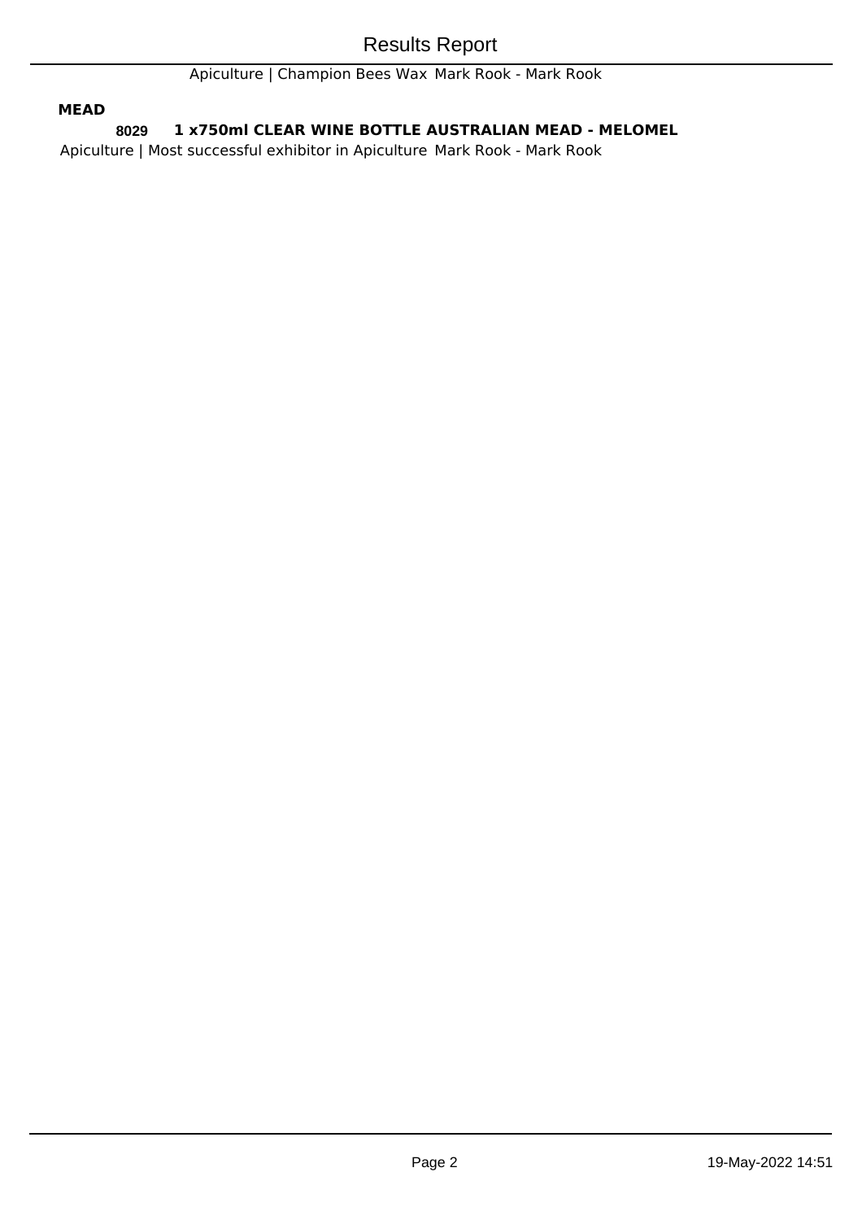Apiculture | Champion Bees Wax Mark Rook - Mark Rook

**MEAD**

**8029 1 x750ml CLEAR WINE BOTTLE AUSTRALIAN MEAD - MELOMEL**

Apiculture | Most successful exhibitor in Apiculture Mark Rook - Mark Rook